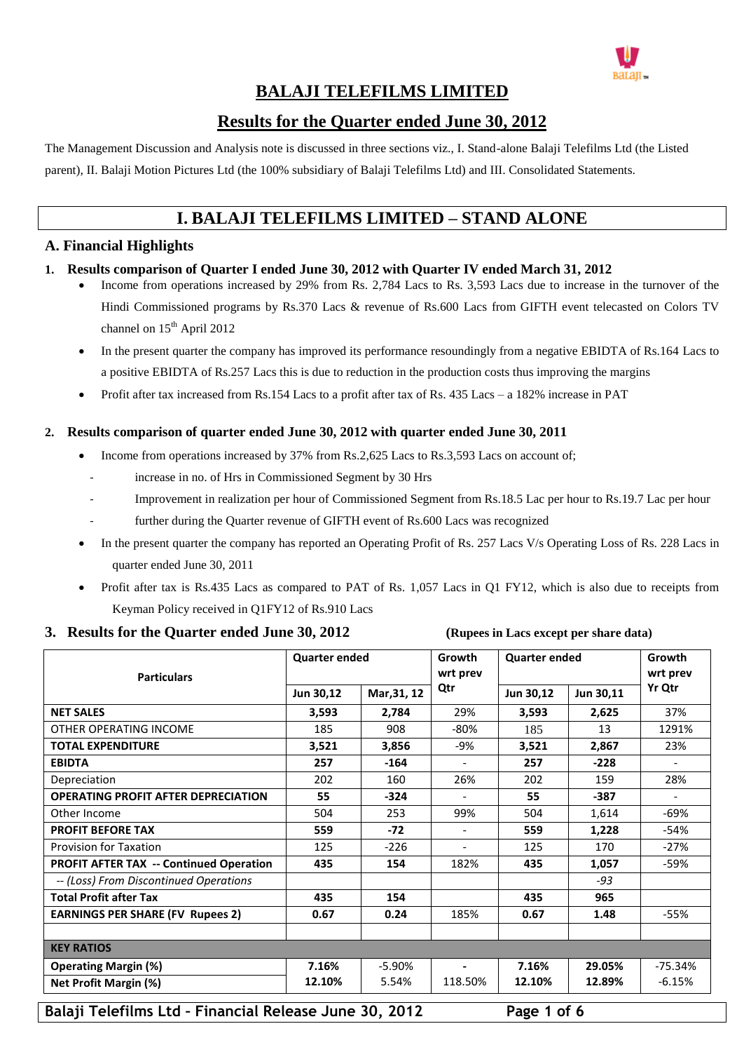# BALAJI TELEFILMS LIMITED

## Results for the Quarter ended June 30, 2012

The Management Discussion and Analysis note is discussed in three sections viz., I. Stand-alone Balaji Telefilms Ltd (the Listed parent), II. Balaji Motion Pictures Ltd (the 100% subsidiary of Balaji Telefilms Ltd) and III. Consolidated Statements.

## I. BALAJI TELEFILMS LIMITED – STAND ALONE

### A. Financial Highlights

**1. Results comparison of Quarter I ended June 30, 2012 with Quarter IV ended March 31, 2012**

- Income from operations increased by 29% from Rs. 2,784 Lacs to Rs. 3,593 Lacs due to increase in the turnover of the Hindi Commissioned programs by Rs.370 Lacs & revenue of Rs.600 Lacs from GIFTH event telecasted on Colors TV channel on 15th April 2012
- In the present quarter the company has improved its performance resoundingly from a negative EBIDTA of Rs.164 Lacs to a positive EBIDTA of Rs.257 Lacs this is due to reduction in the production costs thus improving the margins
- Profit after tax increased from Rs.154 Lacs to a profit after tax of Rs. 435 Lacs – a 182% increase in PAT

**2. Results comparison of quarter ended June 30, 2012 with quarter ended June 30, 2011**

- Income from operations increased by 37% from Rs.2,625 Lacs to Rs.3,593 Lacs on account of;
  - increase in no. of Hrs in Commissioned Segment by 30 Hrs
  - Improvement in realization per hour of Commissioned Segment from Rs.18.5 Lac per hour to Rs.19.7 Lac per hour
  - further during the Quarter revenue of GIFTH event of Rs.600 Lacs was recognized
- In the present quarter the company has reported an Operating Profit of Rs. 257 Lacs V/s Operating Loss of Rs. 228 Lacs in quarter ended June 30, 2011
- Profit after tax is Rs.435 Lacs as compared to PAT of Rs. 1,057 Lacs in Q1 FY12, which is also due to receipts from Keyman Policy received in Q1FY12 of Rs.910 Lacs

**3. Results for the Quarter ended June 30, 2012** **(Rupees in Lacs except per share data)**

| Particulars | Quarter ended | | Growth wrt prev Qtr | Quarter ended | | Growth wrt prev Yr Qtr |
|---|---|---|---|---|---|---|
| | Jun 30,12 | Mar,31, 12 | | Jun 30,12 | Jun 30,11 | |
| **NET SALES** | **3,593** | 2,784 | 29% | **3,593** | 2,625 | 37% |
| OTHER OPERATING INCOME | 185 | 908 | -80% | 185 | 13 | 1291% |
| **TOTAL EXPENDITURE** | **3,521** | 3,856 | -9% | **3,521** | 2,867 | 23% |
| **EBIDTA** | **257** | -164 | - | **257** | -228 | - |
| Depreciation | 202 | 160 | 26% | 202 | 159 | 28% |
| **OPERATING PROFIT AFTER DEPRECIATION** | **55** | -324 | - | **55** | -387 | - |
| Other Income | 504 | 253 | 99% | 504 | 1,614 | -69% |
| **PROFIT BEFORE TAX** | **559** | -72 | - | **559** | 1,228 | -54% |
| Provision for Taxation | 125 | -226 | - | 125 | 170 | -27% |
| **PROFIT AFTER TAX -- Continued Operation** | **435** | 154 | 182% | **435** | 1,057 | -59% |
| *-- (Loss) From Discontinued Operations* | | | | | *-93* | |
| **Total Profit after Tax** | **435** | 154 | | **435** | 965 | |
| **EARNINGS PER SHARE (FV Rupees 2)** | **0.67** | 0.24 | 185% | **0.67** | 1.48 | -55% |
| | | | | | | |
| **KEY RATIOS** | | | | | | |
| **Operating Margin (%)** | **7.16%** | -5.90% | **-** | **7.16%** | 29.05% | -75.34% |
| **Net Profit Margin (%)** | **12.10%** | 5.54% | 118.50% | **12.10%** | 12.89% | -6.15% |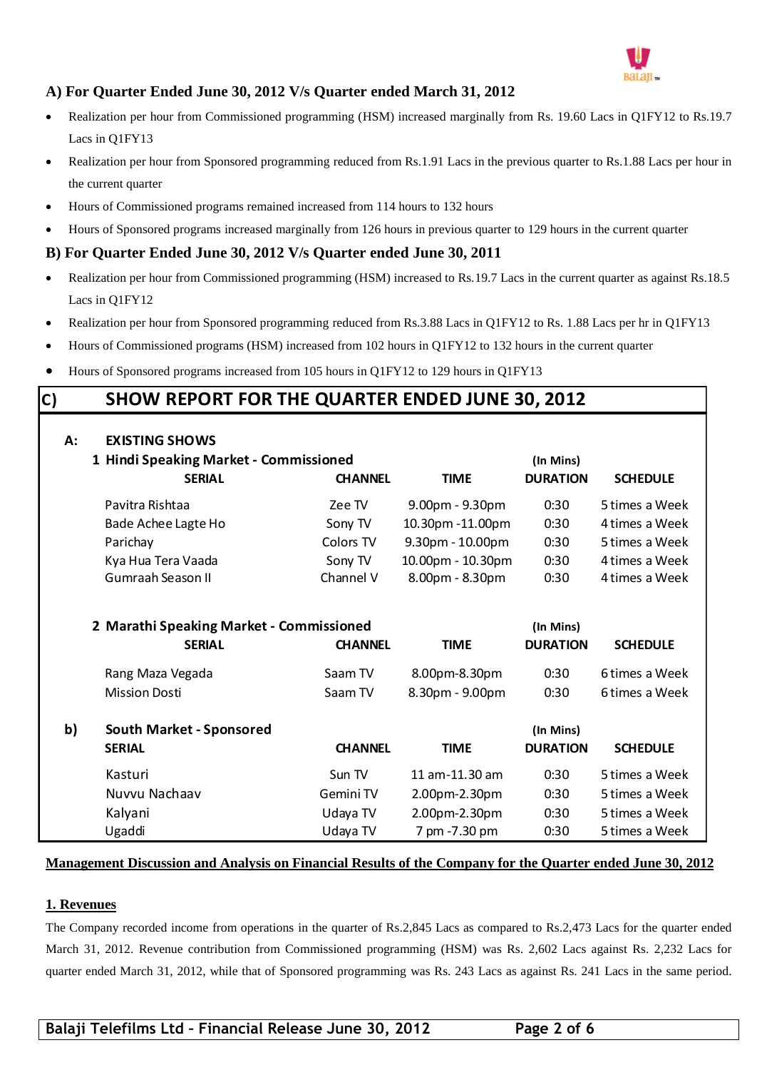### A) For Quarter Ended June 30, 2012 V/s Quarter ended March 31, 2012

- Realization per hour from Commissioned programming (HSM) increased marginally from Rs. 19.60 Lacs in Q1FY12 to Rs.19.7 Lacs in Q1FY13
- Realization per hour from Sponsored programming reduced from Rs.1.91 Lacs in the previous quarter to Rs.1.88 Lacs per hour in the current quarter
- Hours of Commissioned programs remained increased from 114 hours to 132 hours
- Hours of Sponsored programs increased marginally from 126 hours in previous quarter to 129 hours in the current quarter

### B) For Quarter Ended June 30, 2012 V/s Quarter ended June 30, 2011

- Realization per hour from Commissioned programming (HSM) increased to Rs.19.7 Lacs in the current quarter as against Rs.18.5 Lacs in Q1FY12
- Realization per hour from Sponsored programming reduced from Rs.3.88 Lacs in Q1FY12 to Rs. 1.88 Lacs per hr in Q1FY13
- Hours of Commissioned programs (HSM) increased from 102 hours in Q1FY12 to 132 hours in the current quarter
- Hours of Sponsored programs increased from 105 hours in Q1FY12 to 129 hours in Q1FY13

## C) SHOW REPORT FOR THE QUARTER ENDED JUNE 30, 2012

**A: EXISTING SHOWS**

**1 Hindi Speaking Market - Commissioned**

| SERIAL | CHANNEL | TIME | (In Mins) DURATION | SCHEDULE |
|---|---|---|---|---|
| Pavitra Rishtaa | Zee TV | 9.00pm - 9.30pm | 0:30 | 5 times a Week |
| Bade Achee Lagte Ho | Sony TV | 10.30pm -11.00pm | 0:30 | 4 times a Week |
| Parichay | Colors TV | 9.30pm - 10.00pm | 0:30 | 5 times a Week |
| Kya Hua Tera Vaada | Sony TV | 10.00pm - 10.30pm | 0:30 | 4 times a Week |
| Gumraah Season II | Channel V | 8.00pm - 8.30pm | 0:30 | 4 times a Week |

**2 Marathi Speaking Market - Commissioned**

| SERIAL | CHANNEL | TIME | (In Mins) DURATION | SCHEDULE |
|---|---|---|---|---|
| Rang Maza Vegada | Saam TV | 8.00pm-8.30pm | 0:30 | 6 times a Week |
| Mission Dosti | Saam TV | 8.30pm - 9.00pm | 0:30 | 6 times a Week |

**b) South Market - Sponsored**

| SERIAL | CHANNEL | TIME | (In Mins) DURATION | SCHEDULE |
|---|---|---|---|---|
| Kasturi | Sun TV | 11 am-11.30 am | 0:30 | 5 times a Week |
| Nuvvu Nachaav | Gemini TV | 2.00pm-2.30pm | 0:30 | 5 times a Week |
| Kalyani | Udaya TV | 2.00pm-2.30pm | 0:30 | 5 times a Week |
| Ugaddi | Udaya TV | 7 pm -7.30 pm | 0:30 | 5 times a Week |

**Management Discussion and Analysis on Financial Results of the Company for the Quarter ended June 30, 2012**

**1. Revenues**

The Company recorded income from operations in the quarter of Rs.2,845 Lacs as compared to Rs.2,473 Lacs for the quarter ended March 31, 2012. Revenue contribution from Commissioned programming (HSM) was Rs. 2,602 Lacs against Rs. 2,232 Lacs for quarter ended March 31, 2012, while that of Sponsored programming was Rs. 243 Lacs as against Rs. 241 Lacs in the same period.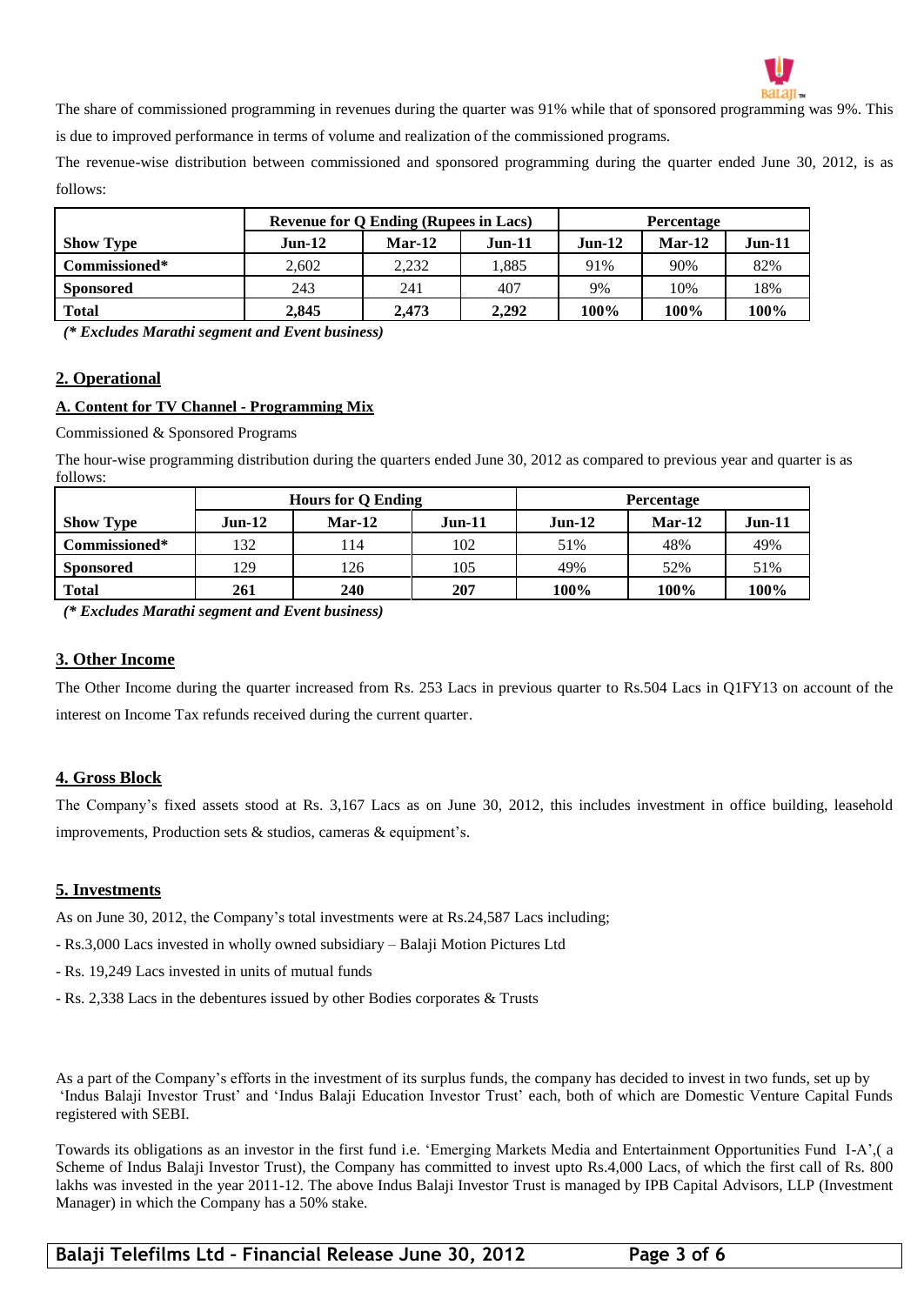The share of commissioned programming in revenues during the quarter was 91% while that of sponsored programming was 9%. This is due to improved performance in terms of volume and realization of the commissioned programs.

The revenue-wise distribution between commissioned and sponsored programming during the quarter ended June 30, 2012, is as follows:

| | Revenue for Q Ending (Rupees in Lacs) | | | Percentage | | |
|---|---|---|---|---|---|---|
| **Show Type** | **Jun-12** | **Mar-12** | **Jun-11** | **Jun-12** | **Mar-12** | **Jun-11** |
| **Commissioned*** | 2,602 | 2,232 | 1,885 | 91% | 90% | 82% |
| **Sponsored** | 243 | 241 | 407 | 9% | 10% | 18% |
| **Total** | **2,845** | **2,473** | **2,292** | **100%** | **100%** | **100%** |

*(* Excludes Marathi segment and Event business)*

## 2. Operational

### A. Content for TV Channel - Programming Mix

Commissioned & Sponsored Programs

The hour-wise programming distribution during the quarters ended June 30, 2012 as compared to previous year and quarter is as follows:

| | Hours for Q Ending | | | Percentage | | |
|---|---|---|---|---|---|---|
| **Show Type** | **Jun-12** | **Mar-12** | **Jun-11** | **Jun-12** | **Mar-12** | **Jun-11** |
| **Commissioned*** | 132 | 114 | 102 | 51% | 48% | 49% |
| **Sponsored** | 129 | 126 | 105 | 49% | 52% | 51% |
| **Total** | **261** | **240** | **207** | **100%** | **100%** | **100%** |

*(* Excludes Marathi segment and Event business)*

## 3. Other Income

The Other Income during the quarter increased from Rs. 253 Lacs in previous quarter to Rs.504 Lacs in Q1FY13 on account of the interest on Income Tax refunds received during the current quarter.

## 4. Gross Block

The Company's fixed assets stood at Rs. 3,167 Lacs as on June 30, 2012, this includes investment in office building, leasehold improvements, Production sets & studios, cameras & equipment's.

## 5. Investments

As on June 30, 2012, the Company's total investments were at Rs.24,587 Lacs including;

- Rs.3,000 Lacs invested in wholly owned subsidiary – Balaji Motion Pictures Ltd
- Rs. 19,249 Lacs invested in units of mutual funds
- Rs. 2,338 Lacs in the debentures issued by other Bodies corporates & Trusts

As a part of the Company's efforts in the investment of its surplus funds, the company has decided to invest in two funds, set up by 'Indus Balaji Investor Trust' and 'Indus Balaji Education Investor Trust' each, both of which are Domestic Venture Capital Funds registered with SEBI.

Towards its obligations as an investor in the first fund i.e. 'Emerging Markets Media and Entertainment Opportunities Fund I-A',( a Scheme of Indus Balaji Investor Trust), the Company has committed to invest upto Rs.4,000 Lacs, of which the first call of Rs. 800 lakhs was invested in the year 2011-12. The above Indus Balaji Investor Trust is managed by IPB Capital Advisors, LLP (Investment Manager) in which the Company has a 50% stake.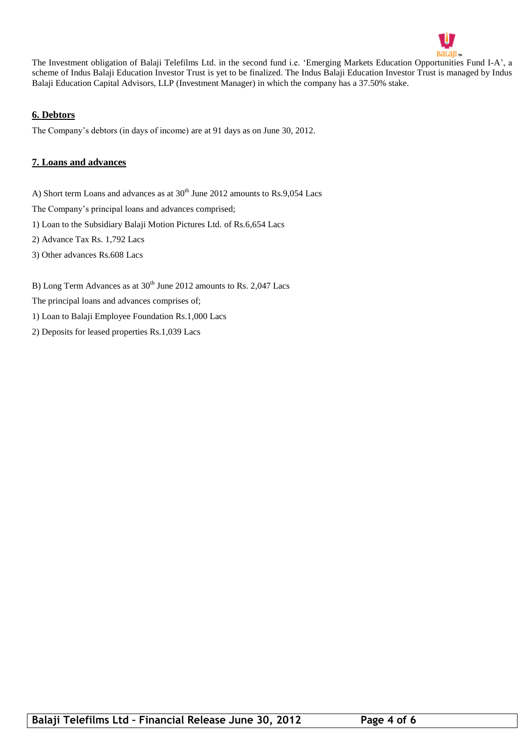The Investment obligation of Balaji Telefilms Ltd. in the second fund i.e. 'Emerging Markets Education Opportunities Fund I-A', a scheme of Indus Balaji Education Investor Trust is yet to be finalized. The Indus Balaji Education Investor Trust is managed by Indus Balaji Education Capital Advisors, LLP (Investment Manager) in which the company has a 37.50% stake.

## 6. Debtors

The Company's debtors (in days of income) are at 91 days as on June 30, 2012.

## 7. Loans and advances

A) Short term Loans and advances as at 30th June 2012 amounts to Rs.9,054 Lacs

The Company's principal loans and advances comprised;

1) Loan to the Subsidiary Balaji Motion Pictures Ltd. of Rs.6,654 Lacs

2) Advance Tax Rs. 1,792 Lacs

3) Other advances Rs.608 Lacs

B) Long Term Advances as at 30th June 2012 amounts to Rs. 2,047 Lacs

The principal loans and advances comprises of;

1) Loan to Balaji Employee Foundation Rs.1,000 Lacs

2) Deposits for leased properties Rs.1,039 Lacs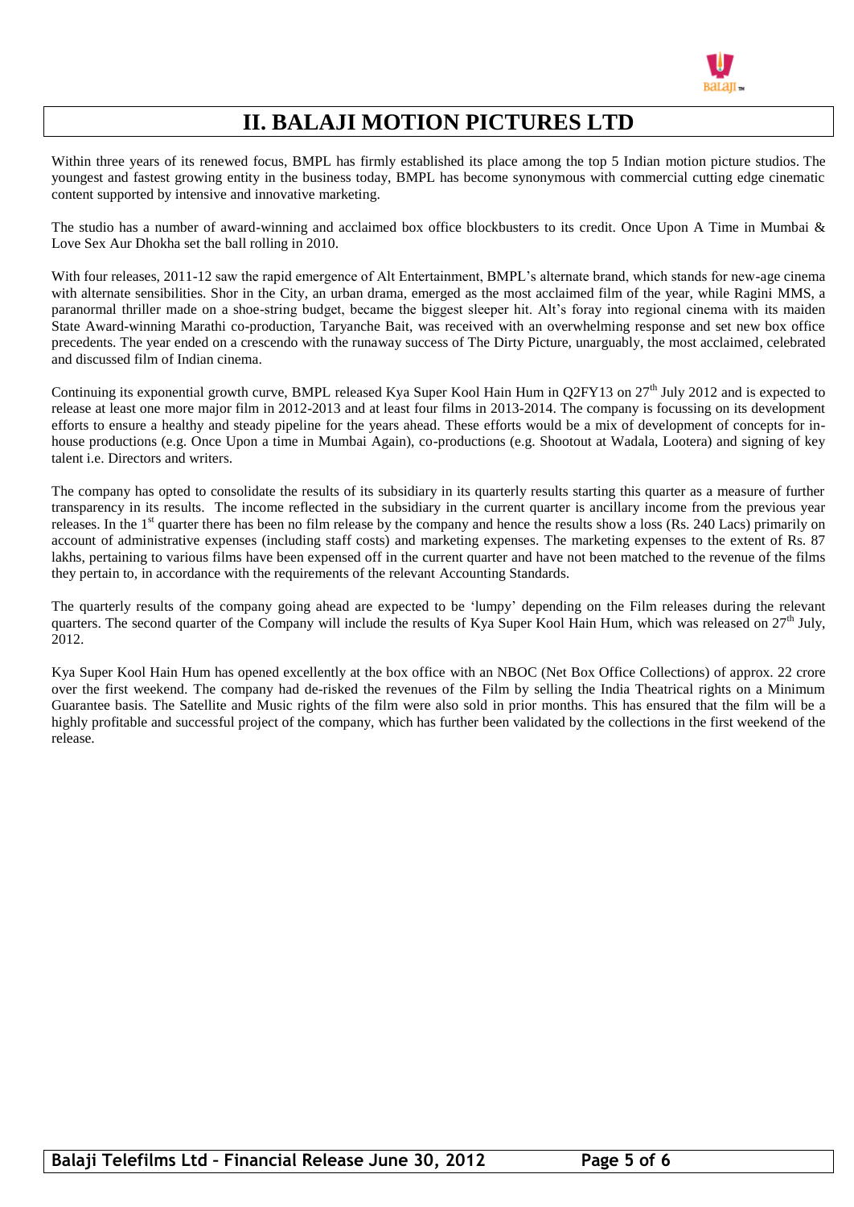# II. BALAJI MOTION PICTURES LTD

Within three years of its renewed focus, BMPL has firmly established its place among the top 5 Indian motion picture studios. The youngest and fastest growing entity in the business today, BMPL has become synonymous with commercial cutting edge cinematic content supported by intensive and innovative marketing.

The studio has a number of award-winning and acclaimed box office blockbusters to its credit. Once Upon A Time in Mumbai & Love Sex Aur Dhokha set the ball rolling in 2010.

With four releases, 2011-12 saw the rapid emergence of Alt Entertainment, BMPL's alternate brand, which stands for new-age cinema with alternate sensibilities. Shor in the City, an urban drama, emerged as the most acclaimed film of the year, while Ragini MMS, a paranormal thriller made on a shoe-string budget, became the biggest sleeper hit. Alt's foray into regional cinema with its maiden State Award-winning Marathi co-production, Taryanche Bait, was received with an overwhelming response and set new box office precedents. The year ended on a crescendo with the runaway success of The Dirty Picture, unarguably, the most acclaimed, celebrated and discussed film of Indian cinema.

Continuing its exponential growth curve, BMPL released Kya Super Kool Hain Hum in Q2FY13 on 27th July 2012 and is expected to release at least one more major film in 2012-2013 and at least four films in 2013-2014. The company is focussing on its development efforts to ensure a healthy and steady pipeline for the years ahead. These efforts would be a mix of development of concepts for in-house productions (e.g. Once Upon a time in Mumbai Again), co-productions (e.g. Shootout at Wadala, Lootera) and signing of key talent i.e. Directors and writers.

The company has opted to consolidate the results of its subsidiary in its quarterly results starting this quarter as a measure of further transparency in its results. The income reflected in the subsidiary in the current quarter is ancillary income from the previous year releases. In the 1st quarter there has been no film release by the company and hence the results show a loss (Rs. 240 Lacs) primarily on account of administrative expenses (including staff costs) and marketing expenses. The marketing expenses to the extent of Rs. 87 lakhs, pertaining to various films have been expensed off in the current quarter and have not been matched to the revenue of the films they pertain to, in accordance with the requirements of the relevant Accounting Standards.

The quarterly results of the company going ahead are expected to be 'lumpy' depending on the Film releases during the relevant quarters. The second quarter of the Company will include the results of Kya Super Kool Hain Hum, which was released on 27th July, 2012.

Kya Super Kool Hain Hum has opened excellently at the box office with an NBOC (Net Box Office Collections) of approx. 22 crore over the first weekend. The company had de-risked the revenues of the Film by selling the India Theatrical rights on a Minimum Guarantee basis. The Satellite and Music rights of the film were also sold in prior months. This has ensured that the film will be a highly profitable and successful project of the company, which has further been validated by the collections in the first weekend of the release.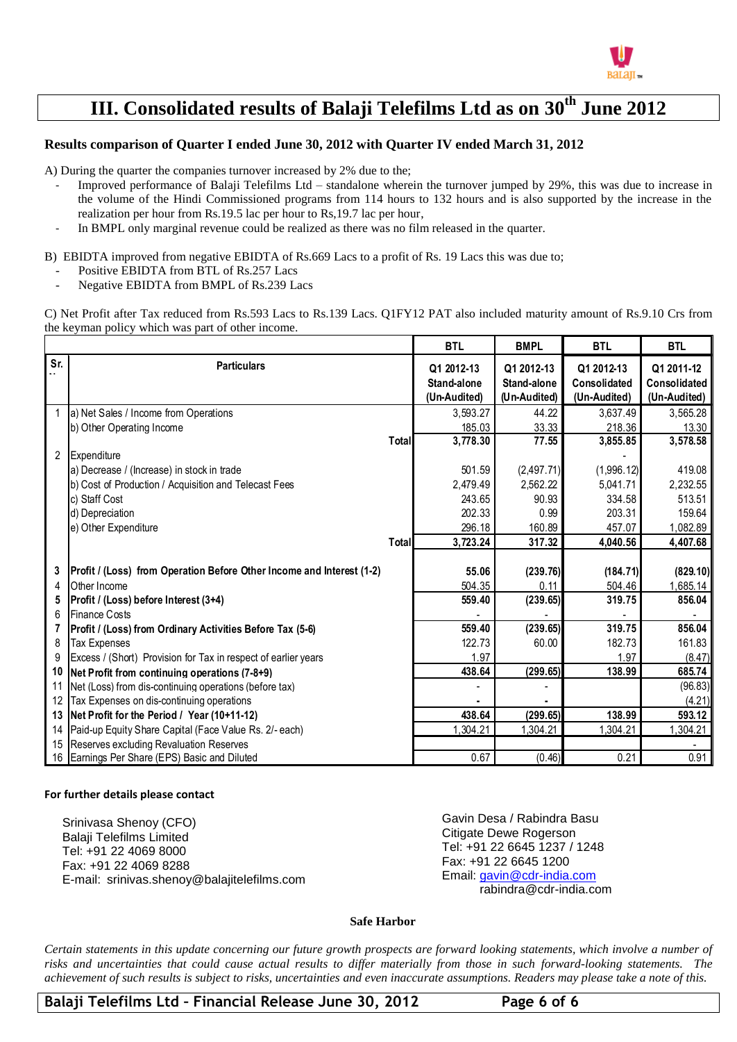# III. Consolidated results of Balaji Telefilms Ltd as on 30th June 2012

**Results comparison of Quarter I ended June 30, 2012 with Quarter IV ended March 31, 2012**

A) During the quarter the companies turnover increased by 2% due to the;

- Improved performance of Balaji Telefilms Ltd – standalone wherein the turnover jumped by 29%, this was due to increase in the volume of the Hindi Commissioned programs from 114 hours to 132 hours and is also supported by the increase in the realization per hour from Rs.19.5 lac per hour to Rs,19.7 lac per hour,
- In BMPL only marginal revenue could be realized as there was no film released in the quarter.

B) EBIDTA improved from negative EBIDTA of Rs.669 Lacs to a profit of Rs. 19 Lacs this was due to;

- Positive EBIDTA from BTL of Rs.257 Lacs
- Negative EBIDTA from BMPL of Rs.239 Lacs

C) Net Profit after Tax reduced from Rs.593 Lacs to Rs.139 Lacs. Q1FY12 PAT also included maturity amount of Rs.9.10 Crs from the keyman policy which was part of other income.

| | | BTL | BMPL | BTL | BTL |
|---|---|---|---|---|---|
| Sr. | Particulars | Q1 2012-13 Stand-alone (Un-Audited) | Q1 2012-13 Stand-alone (Un-Audited) | Q1 2012-13 Consolidated (Un-Audited) | Q1 2011-12 Consolidated (Un-Audited) |
| 1 | a) Net Sales / Income from Operations | 3,593.27 | 44.22 | 3,637.49 | 3,565.28 |
| | b) Other Operating Income | 185.03 | 33.33 | 218.36 | 13.30 |
| | Total | **3,778.30** | **77.55** | **3,855.85** | **3,578.58** |
| 2 | Expenditure | | | - | |
| | a) Decrease / (Increase) in stock in trade | 501.59 | (2,497.71) | (1,996.12) | 419.08 |
| | b) Cost of Production / Acquisition and Telecast Fees | 2,479.49 | 2,562.22 | 5,041.71 | 2,232.55 |
| | c) Staff Cost | 243.65 | 90.93 | 334.58 | 513.51 |
| | d) Depreciation | 202.33 | 0.99 | 203.31 | 159.64 |
| | e) Other Expenditure | 296.18 | 160.89 | 457.07 | 1,082.89 |
| | Total | **3,723.24** | **317.32** | **4,040.56** | **4,407.68** |
| **3** | **Profit / (Loss) from Operation Before Other Income and Interest (1-2)** | **55.06** | **(239.76)** | **(184.71)** | **(829.10)** |
| 4 | Other Income | 504.35 | 0.11 | 504.46 | 1,685.14 |
| **5** | **Profit / (Loss) before Interest (3+4)** | **559.40** | **(239.65)** | **319.75** | **856.04** |
| 6 | Finance Costs | - | - | - | - |
| **7** | **Profit / (Loss) from Ordinary Activities Before Tax (5-6)** | **559.40** | **(239.65)** | **319.75** | **856.04** |
| 8 | Tax Expenses | 122.73 | 60.00 | 182.73 | 161.83 |
| 9 | Excess / (Short) Provision for Tax in respect of earlier years | 1.97 | | 1.97 | (8.47) |
| **10** | **Net Profit from continuing operations (7-8+9)** | **438.64** | **(299.65)** | **138.99** | **685.74** |
| 11 | Net (Loss) from dis-continuing operations (before tax) | - | - | | (96.83) |
| 12 | Tax Expenses on dis-continuing operations | - | - | | (4.21) |
| **13** | **Net Profit for the Period / Year (10+11-12)** | **438.64** | **(299.65)** | **138.99** | **593.12** |
| 14 | Paid-up Equity Share Capital (Face Value Rs. 2/- each) | 1,304.21 | 1,304.21 | 1,304.21 | 1,304.21 |
| 15 | Reserves excluding Revaluation Reserves | | | | - |
| 16 | Earnings Per Share (EPS) Basic and Diluted | 0.67 | (0.46) | 0.21 | 0.91 |

**For further details please contact**

Srinivasa Shenoy (CFO)
Balaji Telefilms Limited
Tel: +91 22 4069 8000
Fax: +91 22 4069 8288
E-mail: srinivas.shenoy@balajitelefilms.com

Gavin Desa / Rabindra Basu
Citigate Dewe Rogerson
Tel: +91 22 6645 1237 / 1248
Fax: +91 22 6645 1200
Email: gavin@cdr-india.com
rabindra@cdr-india.com

**Safe Harbor**

*Certain statements in this update concerning our future growth prospects are forward looking statements, which involve a number of risks and uncertainties that could cause actual results to differ materially from those in such forward-looking statements. The achievement of such results is subject to risks, uncertainties and even inaccurate assumptions. Readers may please take a note of this.*